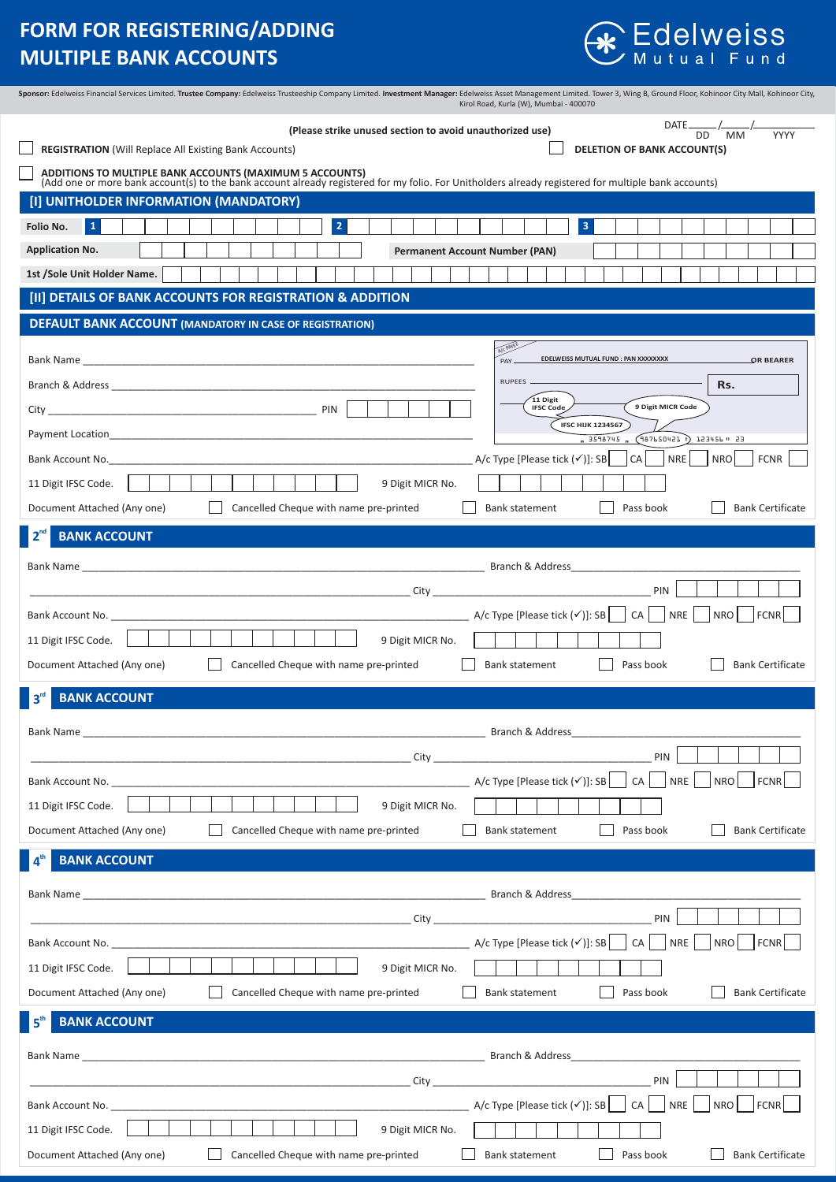# FORM FOR REGISTERING/ADDING MULTIPLE BANK ACCOUNTS

Edelweiss Mutual Fund

**Sponsor:** Edelweiss Financial Services Limited. **Trustee Company:** Edelweiss Trusteeship Company Limited. **Investment Manager:** Edelweiss Asset Management Limited. Tower 3, Wing B, Ground Floor, Kohinoor City Mall, Kohinoor City, Kirol Road, Kurla (W), Mumbai - 400070

(Please strike unused section to avoid unauthorized use)

DATE ____/____/________ (DD MM YYYY)

☐ **REGISTRATION** (Will Replace All Existing Bank Accounts)

☐ **DELETION OF BANK ACCOUNT(S)**

☐ **ADDITIONS TO MULTIPLE BANK ACCOUNTS (MAXIMUM 5 ACCOUNTS)**
(Add one or more bank account(s) to the bank account already registered for my folio. For Unitholders already registered for multiple bank accounts)

## [I] UNITHOLDER INFORMATION (MANDATORY)

**Folio No.** 1 ____ 2 ____ 3 ____

**Application No.** ____ **Permanent Account Number (PAN)** ____

**1st /Sole Unit Holder Name.** ____

## [II] DETAILS OF BANK ACCOUNTS FOR REGISTRATION & ADDITION

### DEFAULT BANK ACCOUNT (MANDATORY IN CASE OF REGISTRATION)

Bank Name ____

Branch & Address ____

City ____ PIN ____

Payment Location ____

Bank Account No. ____ A/c Type [Please tick (✓)]: SB ☐ CA ☐ NRE ☐ NRO ☐ FCNR ☐

11 Digit IFSC Code. ____ 9 Digit MICR No. ____

Document Attached (Any one) ☐ Cancelled Cheque with name pre-printed ☐ Bank statement ☐ Pass book ☐ Bank Certificate

(Sample cheque: A/c Payee; PAY EDELWEISS MUTUAL FUND : PAN XXXXXXXX OR BEARER; RUPEES; Rs.; 11 Digit IFSC Code; 9 Digit MICR Code; IFSC HIJK 1234567; 3598745 987650421 123456 23)

### 2nd BANK ACCOUNT

Bank Name ____ Branch & Address ____

____ City ____ PIN ____

Bank Account No. ____ A/c Type [Please tick (✓)]: SB ☐ CA ☐ NRE ☐ NRO ☐ FCNR ☐

11 Digit IFSC Code. ____ 9 Digit MICR No. ____

Document Attached (Any one) ☐ Cancelled Cheque with name pre-printed ☐ Bank statement ☐ Pass book ☐ Bank Certificate

### 3rd BANK ACCOUNT

Bank Name ____ Branch & Address ____

____ City ____ PIN ____

Bank Account No. ____ A/c Type [Please tick (✓)]: SB ☐ CA ☐ NRE ☐ NRO ☐ FCNR ☐

11 Digit IFSC Code. ____ 9 Digit MICR No. ____

Document Attached (Any one) ☐ Cancelled Cheque with name pre-printed ☐ Bank statement ☐ Pass book ☐ Bank Certificate

### 4th BANK ACCOUNT

Bank Name ____ Branch & Address ____

____ City ____ PIN ____

Bank Account No. ____ A/c Type [Please tick (✓)]: SB ☐ CA ☐ NRE ☐ NRO ☐ FCNR ☐

11 Digit IFSC Code. ____ 9 Digit MICR No. ____

Document Attached (Any one) ☐ Cancelled Cheque with name pre-printed ☐ Bank statement ☐ Pass book ☐ Bank Certificate

### 5th BANK ACCOUNT

Bank Name ____ Branch & Address ____

____ City ____ PIN ____

Bank Account No. ____ A/c Type [Please tick (✓)]: SB ☐ CA ☐ NRE ☐ NRO ☐ FCNR ☐

11 Digit IFSC Code. ____ 9 Digit MICR No. ____

Document Attached (Any one) ☐ Cancelled Cheque with name pre-printed ☐ Bank statement ☐ Pass book ☐ Bank Certificate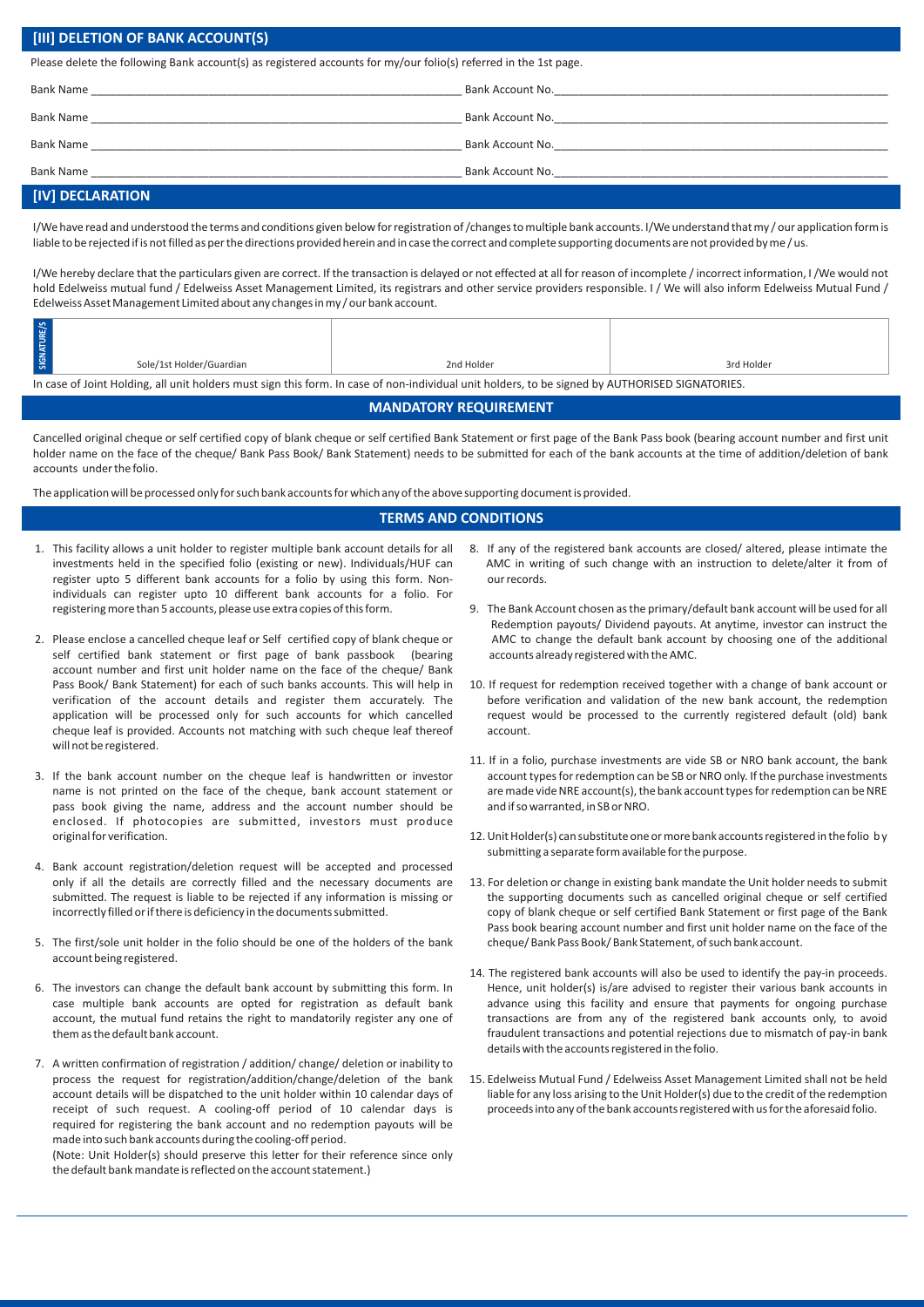## [III] DELETION OF BANK ACCOUNT(S)

Please delete the following Bank account(s) as registered accounts for my/our folio(s) referred in the 1st page.

Bank Name \_\_\_\_\_\_\_\_\_\_\_\_\_\_\_\_\_\_\_\_\_\_\_\_\_\_\_\_ Bank Account No. \_\_\_\_\_\_\_\_\_\_\_\_\_\_\_\_\_\_\_\_\_\_\_\_\_\_\_\_

Bank Name \_\_\_\_\_\_\_\_\_\_\_\_\_\_\_\_\_\_\_\_\_\_\_\_\_\_\_\_ Bank Account No. \_\_\_\_\_\_\_\_\_\_\_\_\_\_\_\_\_\_\_\_\_\_\_\_\_\_\_\_

Bank Name \_\_\_\_\_\_\_\_\_\_\_\_\_\_\_\_\_\_\_\_\_\_\_\_\_\_\_\_ Bank Account No. \_\_\_\_\_\_\_\_\_\_\_\_\_\_\_\_\_\_\_\_\_\_\_\_\_\_\_\_

Bank Name \_\_\_\_\_\_\_\_\_\_\_\_\_\_\_\_\_\_\_\_\_\_\_\_\_\_\_\_ Bank Account No. \_\_\_\_\_\_\_\_\_\_\_\_\_\_\_\_\_\_\_\_\_\_\_\_\_\_\_\_

## [IV] DECLARATION

I/We have read and understood the terms and conditions given below for registration of /changes to multiple bank accounts. I/We understand that my / our application form is liable to be rejected if is not filled as per the directions provided herein and in case the correct and complete supporting documents are not provided by me / us.

I/We hereby declare that the particulars given are correct. If the transaction is delayed or not effected at all for reason of incomplete / incorrect information, I /We would not hold Edelweiss mutual fund / Edelweiss Asset Management Limited, its registrars and other service providers responsible. I / We will also inform Edelweiss Mutual Fund / Edelweiss Asset Management Limited about any changes in my / our bank account.

| SIGNATURE/S | | |
|---|---|---|
| Sole/1st Holder/Guardian | 2nd Holder | 3rd Holder |

In case of Joint Holding, all unit holders must sign this form. In case of non-individual unit holders, to be signed by AUTHORISED SIGNATORIES.

## MANDATORY REQUIREMENT

Cancelled original cheque or self certified copy of blank cheque or self certified Bank Statement or first page of the Bank Pass book (bearing account number and first unit holder name on the face of the cheque/ Bank Pass Book/ Bank Statement) needs to be submitted for each of the bank accounts at the time of addition/deletion of bank accounts under the folio.

The application will be processed only for such bank accounts for which any of the above supporting document is provided.

## TERMS AND CONDITIONS

1. This facility allows a unit holder to register multiple bank account details for all investments held in the specified folio (existing or new). Individuals/HUF can register upto 5 different bank accounts for a folio by using this form. Non-individuals can register upto 10 different bank accounts for a folio. For registering more than 5 accounts, please use extra copies of this form.
2. Please enclose a cancelled cheque leaf or Self certified copy of blank cheque or self certified bank statement or first page of bank passbook (bearing account number and first unit holder name on the face of the cheque/ Bank Pass Book/ Bank Statement) for each of such banks accounts. This will help in verification of the account details and register them accurately. The application will be processed only for such accounts for which cancelled cheque leaf is provided. Accounts not matching with such cheque leaf thereof will not be registered.
3. If the bank account number on the cheque leaf is handwritten or investor name is not printed on the face of the cheque, bank account statement or pass book giving the name, address and the account number should be enclosed. If photocopies are submitted, investors must produce original for verification.
4. Bank account registration/deletion request will be accepted and processed only if all the details are correctly filled and the necessary documents are submitted. The request is liable to be rejected if any information is missing or incorrectly filled or if there is deficiency in the documents submitted.
5. The first/sole unit holder in the folio should be one of the holders of the bank account being registered.
6. The investors can change the default bank account by submitting this form. In case multiple bank accounts are opted for registration as default bank account, the mutual fund retains the right to mandatorily register any one of them as the default bank account.
7. A written confirmation of registration / addition/ change/ deletion or inability to process the request for registration/addition/change/deletion of the bank account details will be dispatched to the unit holder within 10 calendar days of receipt of such request. A cooling-off period of 10 calendar days is required for registering the bank account and no redemption payouts will be made into such bank accounts during the cooling-off period.
   (Note: Unit Holder(s) should preserve this letter for their reference since only the default bank mandate is reflected on the account statement.)
8. If any of the registered bank accounts are closed/ altered, please intimate the AMC in writing of such change with an instruction to delete/alter it from of our records.
9. The Bank Account chosen as the primary/default bank account will be used for all Redemption payouts/ Dividend payouts. At anytime, investor can instruct the AMC to change the default bank account by choosing one of the additional accounts already registered with the AMC.
10. If request for redemption received together with a change of bank account or before verification and validation of the new bank account, the redemption request would be processed to the currently registered default (old) bank account.
11. If in a folio, purchase investments are vide SB or NRO bank account, the bank account types for redemption can be SB or NRO only. If the purchase investments are made vide NRE account(s), the bank account types for redemption can be NRE and if so warranted, in SB or NRO.
12. Unit Holder(s) can substitute one or more bank accounts registered in the folio by submitting a separate form available for the purpose.
13. For deletion or change in existing bank mandate the Unit holder needs to submit the supporting documents such as cancelled original cheque or self certified copy of blank cheque or self certified Bank Statement or first page of the Bank Pass book bearing account number and first unit holder name on the face of the cheque/ Bank Pass Book/ Bank Statement, of such bank account.
14. The registered bank accounts will also be used to identify the pay-in proceeds. Hence, unit holder(s) is/are advised to register their various bank accounts in advance using this facility and ensure that payments for ongoing purchase transactions are from any of the registered bank accounts only, to avoid fraudulent transactions and potential rejections due to mismatch of pay-in bank details with the accounts registered in the folio.
15. Edelweiss Mutual Fund / Edelweiss Asset Management Limited shall not be held liable for any loss arising to the Unit Holder(s) due to the credit of the redemption proceeds into any of the bank accounts registered with us for the aforesaid folio.